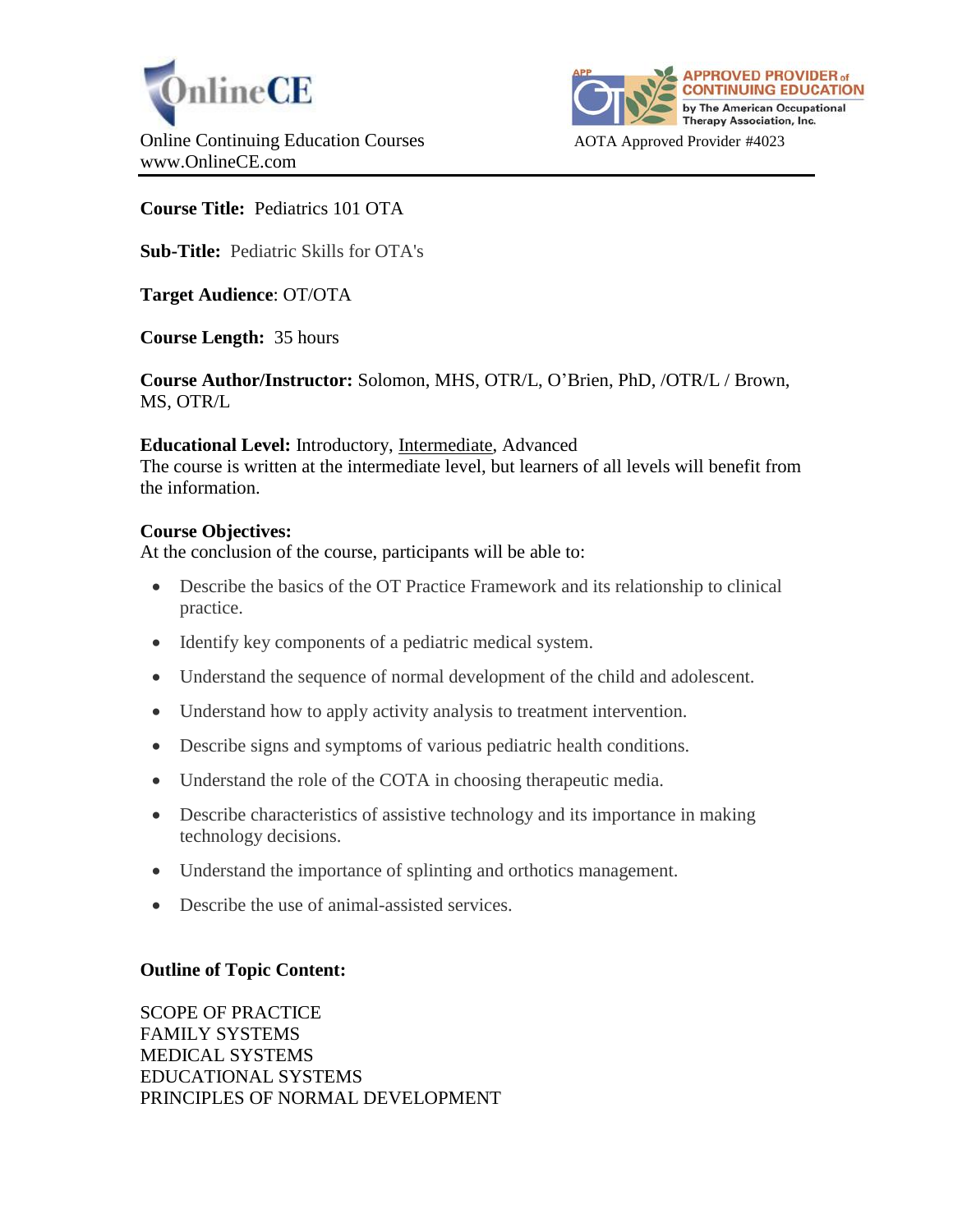OnlineCE

Online Continuing Education Courses
www.OnlineCE.com

APPROVED PROVIDER of CONTINUING EDUCATION by The American Occupational Therapy Association, Inc.

AOTA Approved Provider #4023

---

**Course Title:** Pediatrics 101 OTA

**Sub-Title:** Pediatric Skills for OTA's

**Target Audience**: OT/OTA

**Course Length:** 35 hours

**Course Author/Instructor:** Solomon, MHS, OTR/L, O'Brien, PhD, /OTR/L / Brown, MS, OTR/L

**Educational Level:** Introductory, Intermediate, Advanced
The course is written at the intermediate level, but learners of all levels will benefit from the information.

**Course Objectives:**
At the conclusion of the course, participants will be able to:

- Describe the basics of the OT Practice Framework and its relationship to clinical practice.
- Identify key components of a pediatric medical system.
- Understand the sequence of normal development of the child and adolescent.
- Understand how to apply activity analysis to treatment intervention.
- Describe signs and symptoms of various pediatric health conditions.
- Understand the role of the COTA in choosing therapeutic media.
- Describe characteristics of assistive technology and its importance in making technology decisions.
- Understand the importance of splinting and orthotics management.
- Describe the use of animal-assisted services.

**Outline of Topic Content:**

SCOPE OF PRACTICE
FAMILY SYSTEMS
MEDICAL SYSTEMS
EDUCATIONAL SYSTEMS
PRINCIPLES OF NORMAL DEVELOPMENT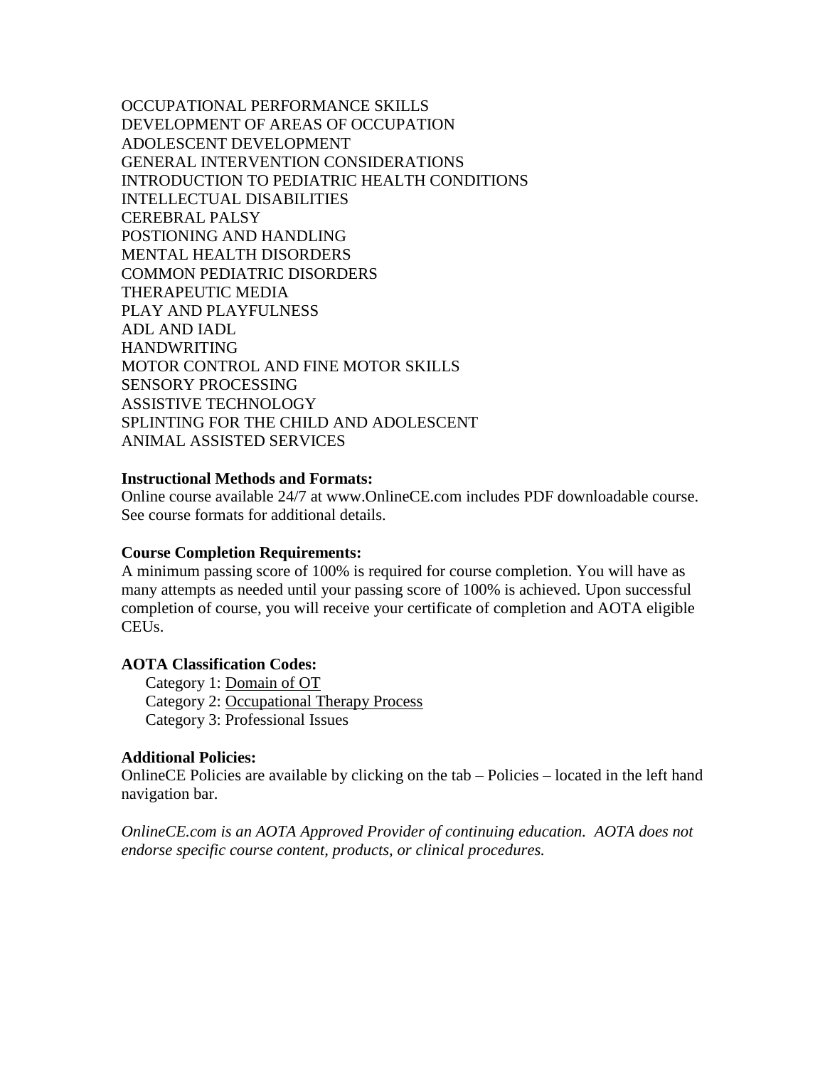OCCUPATIONAL PERFORMANCE SKILLS
DEVELOPMENT OF AREAS OF OCCUPATION
ADOLESCENT DEVELOPMENT
GENERAL INTERVENTION CONSIDERATIONS
INTRODUCTION TO PEDIATRIC HEALTH CONDITIONS
INTELLECTUAL DISABILITIES
CEREBRAL PALSY
POSTIONING AND HANDLING
MENTAL HEALTH DISORDERS
COMMON PEDIATRIC DISORDERS
THERAPEUTIC MEDIA
PLAY AND PLAYFULNESS
ADL AND IADL
HANDWRITING
MOTOR CONTROL AND FINE MOTOR SKILLS
SENSORY PROCESSING
ASSISTIVE TECHNOLOGY
SPLINTING FOR THE CHILD AND ADOLESCENT
ANIMAL ASSISTED SERVICES

**Instructional Methods and Formats:**
Online course available 24/7 at www.OnlineCE.com includes PDF downloadable course. See course formats for additional details.

**Course Completion Requirements:**
A minimum passing score of 100% is required for course completion. You will have as many attempts as needed until your passing score of 100% is achieved. Upon successful completion of course, you will receive your certificate of completion and AOTA eligible CEUs.

**AOTA Classification Codes:**

Category 1: Domain of OT
Category 2: Occupational Therapy Process
Category 3: Professional Issues

**Additional Policies:**
OnlineCE Policies are available by clicking on the tab – Policies – located in the left hand navigation bar.

*OnlineCE.com is an AOTA Approved Provider of continuing education. AOTA does not endorse specific course content, products, or clinical procedures.*